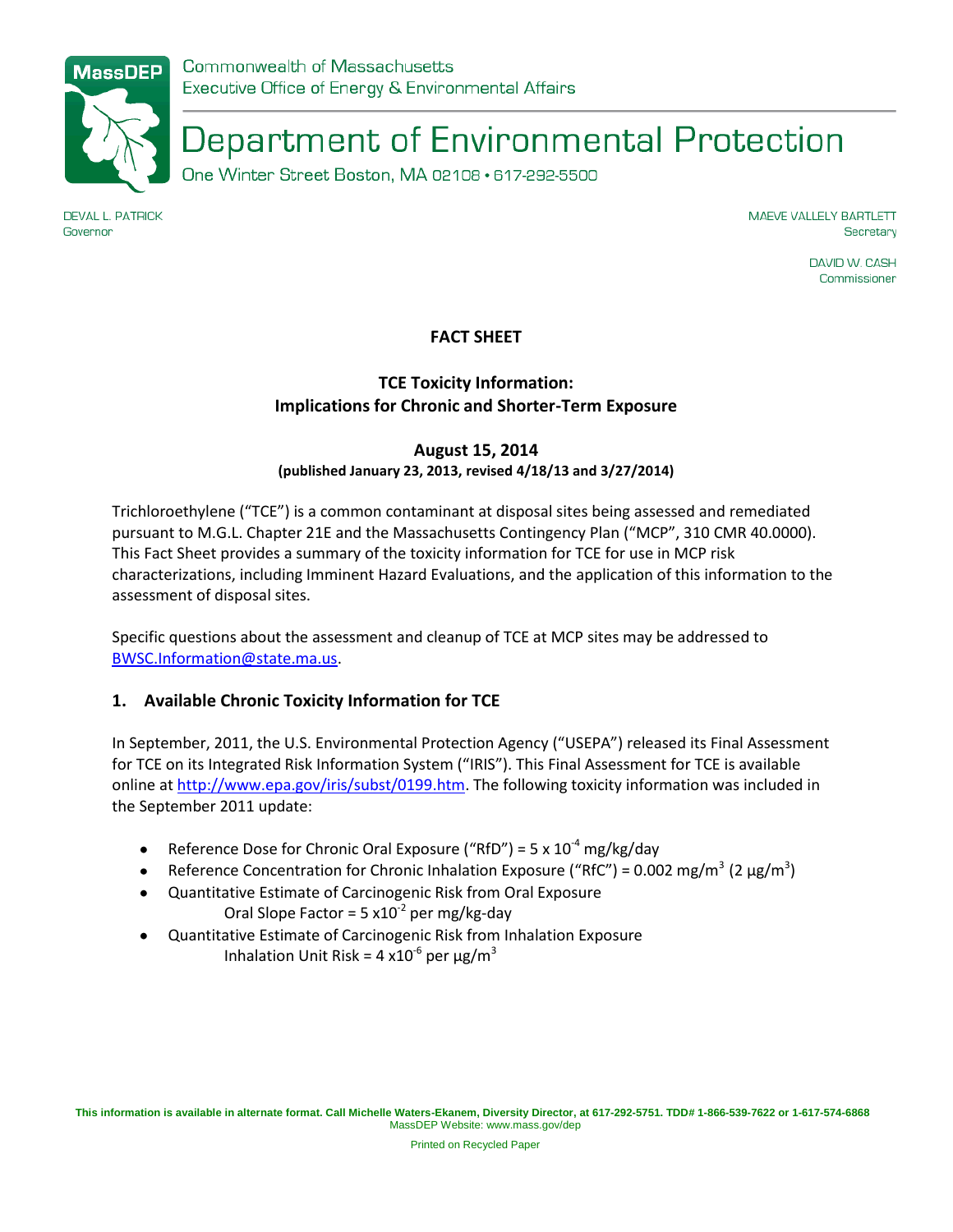Commonwealth of Massachusetts
Executive Office of Energy & Environmental Affairs

# Department of Environmental Protection

One Winter Street Boston, MA 02108 • 617-292-5500

DEVAL L. PATRICK
Governor

MAEVE VALLELY BARTLETT
Secretary

DAVID W. CASH
Commissioner

**FACT SHEET**

## TCE Toxicity Information: Implications for Chronic and Shorter-Term Exposure

**August 15, 2014**
**(published January 23, 2013, revised 4/18/13 and 3/27/2014)**

Trichloroethylene ("TCE") is a common contaminant at disposal sites being assessed and remediated pursuant to M.G.L. Chapter 21E and the Massachusetts Contingency Plan ("MCP", 310 CMR 40.0000). This Fact Sheet provides a summary of the toxicity information for TCE for use in MCP risk characterizations, including Imminent Hazard Evaluations, and the application of this information to the assessment of disposal sites.

Specific questions about the assessment and cleanup of TCE at MCP sites may be addressed to BWSC.Information@state.ma.us.

### 1. Available Chronic Toxicity Information for TCE

In September, 2011, the U.S. Environmental Protection Agency ("USEPA") released its Final Assessment for TCE on its Integrated Risk Information System ("IRIS"). This Final Assessment for TCE is available online at http://www.epa.gov/iris/subst/0199.htm. The following toxicity information was included in the September 2011 update:

- Reference Dose for Chronic Oral Exposure ("RfD") = $5 \times 10^{-4}$ mg/kg/day
- Reference Concentration for Chronic Inhalation Exposure ("RfC") = 0.002 mg/m$^3$ (2 µg/m$^3$)
- Quantitative Estimate of Carcinogenic Risk from Oral Exposure
  Oral Slope Factor = $5 \times 10^{-2}$ per mg/kg-day
- Quantitative Estimate of Carcinogenic Risk from Inhalation Exposure
  Inhalation Unit Risk = $4 \times 10^{-6}$ per µg/m$^3$

This information is available in alternate format. Call Michelle Waters-Ekanem, Diversity Director, at 617-292-5751. TDD# 1-866-539-7622 or 1-617-574-6868
MassDEP Website: www.mass.gov/dep

Printed on Recycled Paper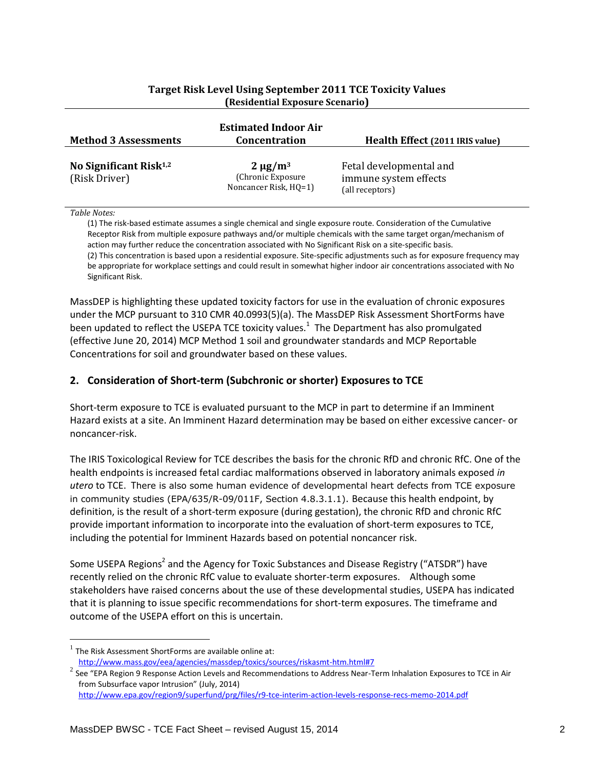**Target Risk Level Using September 2011 TCE Toxicity Values**
**(Residential Exposure Scenario)**

| Method 3 Assessments | Estimated Indoor Air Concentration | Health Effect (2011 IRIS value) |
|---|---|---|
| **No Significant Risk[1,2]** (Risk Driver) | **2 μg/m³** (Chronic Exposure Noncancer Risk, HQ=1) | Fetal developmental and immune system effects (all receptors) |

*Table Notes:*

(1) The risk-based estimate assumes a single chemical and single exposure route. Consideration of the Cumulative Receptor Risk from multiple exposure pathways and/or multiple chemicals with the same target organ/mechanism of action may further reduce the concentration associated with No Significant Risk on a site-specific basis.
(2) This concentration is based upon a residential exposure. Site-specific adjustments such as for exposure frequency may be appropriate for workplace settings and could result in somewhat higher indoor air concentrations associated with No Significant Risk.

MassDEP is highlighting these updated toxicity factors for use in the evaluation of chronic exposures under the MCP pursuant to 310 CMR 40.0993(5)(a). The MassDEP Risk Assessment ShortForms have been updated to reflect the USEPA TCE toxicity values.[1] The Department has also promulgated (effective June 20, 2014) MCP Method 1 soil and groundwater standards and MCP Reportable Concentrations for soil and groundwater based on these values.

## 2. Consideration of Short-term (Subchronic or shorter) Exposures to TCE

Short-term exposure to TCE is evaluated pursuant to the MCP in part to determine if an Imminent Hazard exists at a site. An Imminent Hazard determination may be based on either excessive cancer- or noncancer-risk.

The IRIS Toxicological Review for TCE describes the basis for the chronic RfD and chronic RfC. One of the health endpoints is increased fetal cardiac malformations observed in laboratory animals exposed *in utero* to TCE. There is also some human evidence of developmental heart defects from TCE exposure in community studies (EPA/635/R-09/011F, Section 4.8.3.1.1). Because this health endpoint, by definition, is the result of a short-term exposure (during gestation), the chronic RfD and chronic RfC provide important information to incorporate into the evaluation of short-term exposures to TCE, including the potential for Imminent Hazards based on potential noncancer risk.

Some USEPA Regions[2] and the Agency for Toxic Substances and Disease Registry ("ATSDR") have recently relied on the chronic RfC value to evaluate shorter-term exposures. Although some stakeholders have raised concerns about the use of these developmental studies, USEPA has indicated that it is planning to issue specific recommendations for short-term exposures. The timeframe and outcome of the USEPA effort on this is uncertain.

---

[1] The Risk Assessment ShortForms are available online at: http://www.mass.gov/eea/agencies/massdep/toxics/sources/riskasmt-htm.html#7

[2] See "EPA Region 9 Response Action Levels and Recommendations to Address Near-Term Inhalation Exposures to TCE in Air from Subsurface vapor Intrusion" (July, 2014) http://www.epa.gov/region9/superfund/prg/files/r9-tce-interim-action-levels-response-recs-memo-2014.pdf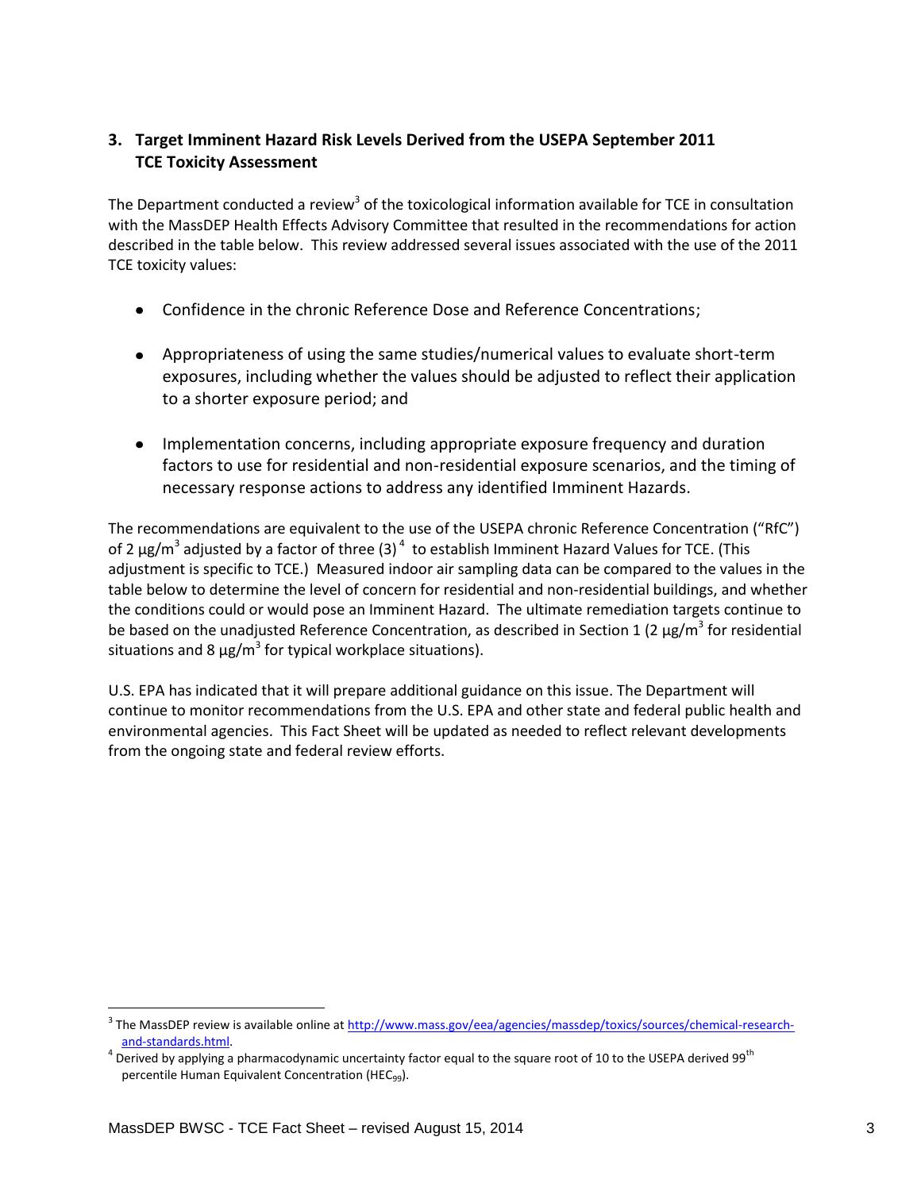## 3. Target Imminent Hazard Risk Levels Derived from the USEPA September 2011 TCE Toxicity Assessment

The Department conducted a review[3] of the toxicological information available for TCE in consultation with the MassDEP Health Effects Advisory Committee that resulted in the recommendations for action described in the table below. This review addressed several issues associated with the use of the 2011 TCE toxicity values:

- Confidence in the chronic Reference Dose and Reference Concentrations;
- Appropriateness of using the same studies/numerical values to evaluate short-term exposures, including whether the values should be adjusted to reflect their application to a shorter exposure period; and
- Implementation concerns, including appropriate exposure frequency and duration factors to use for residential and non-residential exposure scenarios, and the timing of necessary response actions to address any identified Imminent Hazards.

The recommendations are equivalent to the use of the USEPA chronic Reference Concentration ("RfC") of 2 $\mu g/m^3$ adjusted by a factor of three (3)[4] to establish Imminent Hazard Values for TCE. (This adjustment is specific to TCE.) Measured indoor air sampling data can be compared to the values in the table below to determine the level of concern for residential and non-residential buildings, and whether the conditions could or would pose an Imminent Hazard. The ultimate remediation targets continue to be based on the unadjusted Reference Concentration, as described in Section 1 (2 $\mu g/m^3$ for residential situations and 8 $\mu g/m^3$ for typical workplace situations).

U.S. EPA has indicated that it will prepare additional guidance on this issue. The Department will continue to monitor recommendations from the U.S. EPA and other state and federal public health and environmental agencies. This Fact Sheet will be updated as needed to reflect relevant developments from the ongoing state and federal review efforts.

---

[3] The MassDEP review is available online at http://www.mass.gov/eea/agencies/massdep/toxics/sources/chemical-research-and-standards.html.

[4] Derived by applying a pharmacodynamic uncertainty factor equal to the square root of 10 to the USEPA derived 99th percentile Human Equivalent Concentration ($HEC_{99}$).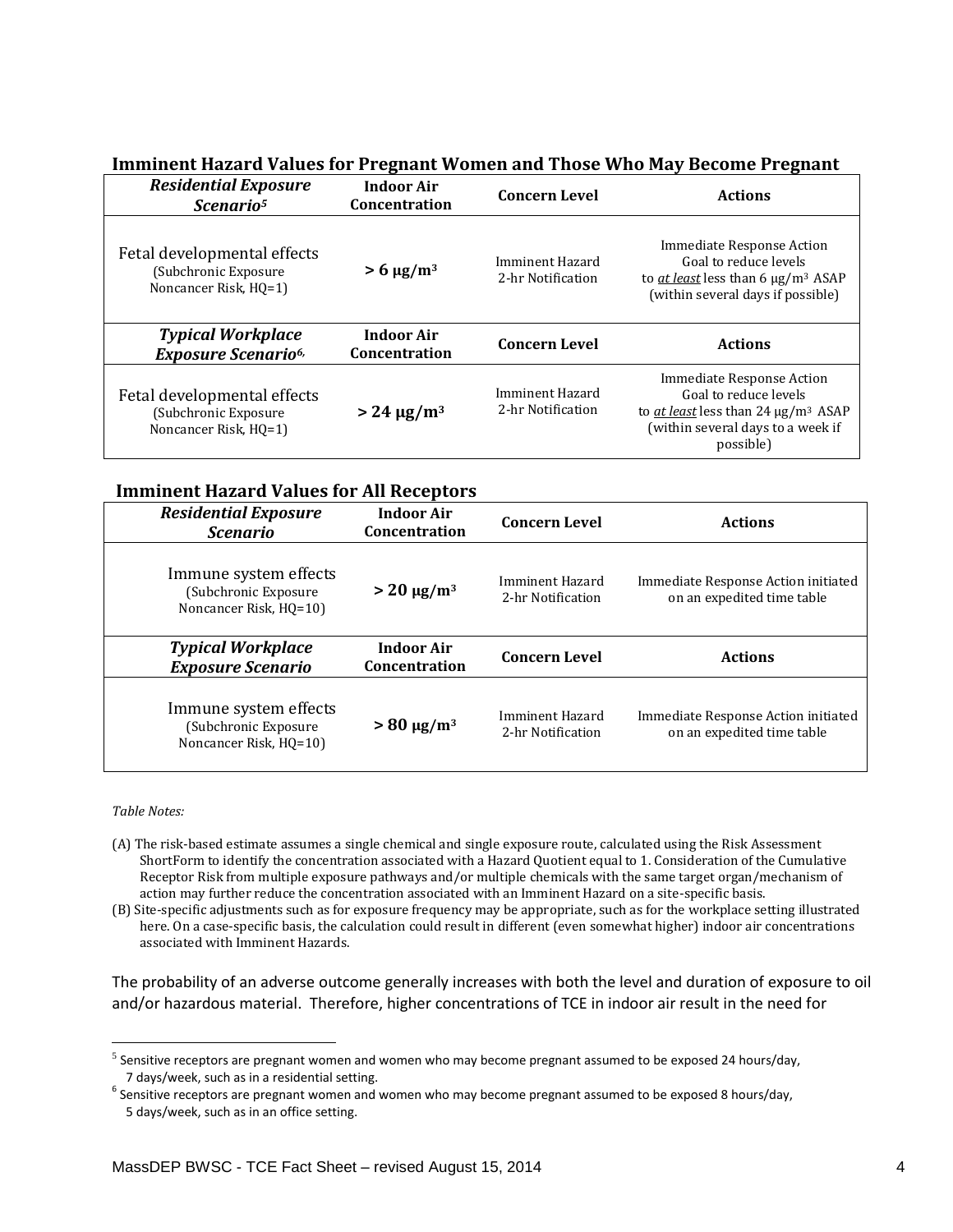### Imminent Hazard Values for Pregnant Women and Those Who May Become Pregnant

| *Residential Exposure Scenario*[5] | Indoor Air Concentration | Concern Level | Actions |
|---|---|---|---|
| Fetal developmental effects (Subchronic Exposure Noncancer Risk, HQ=1) | **> 6 µg/m³** | Imminent Hazard 2-hr Notification | Immediate Response Action Goal to reduce levels to *at least* less than 6 µg/m³ ASAP (within several days if possible) |
| ***Typical Workplace Exposure Scenario***[6], | **Indoor Air Concentration** | **Concern Level** | **Actions** |
| Fetal developmental effects (Subchronic Exposure Noncancer Risk, HQ=1) | **> 24 µg/m³** | Imminent Hazard 2-hr Notification | Immediate Response Action Goal to reduce levels to *at least* less than 24 µg/m³ ASAP (within several days to a week if possible) |

### Imminent Hazard Values for All Receptors

| *Residential Exposure Scenario* | Indoor Air Concentration | Concern Level | Actions |
|---|---|---|---|
| Immune system effects (Subchronic Exposure Noncancer Risk, HQ=10) | **> 20 µg/m³** | Imminent Hazard 2-hr Notification | Immediate Response Action initiated on an expedited time table |
| ***Typical Workplace Exposure Scenario*** | **Indoor Air Concentration** | **Concern Level** | **Actions** |
| Immune system effects (Subchronic Exposure Noncancer Risk, HQ=10) | **> 80 µg/m³** | Imminent Hazard 2-hr Notification | Immediate Response Action initiated on an expedited time table |

*Table Notes:*

(A) The risk-based estimate assumes a single chemical and single exposure route, calculated using the Risk Assessment ShortForm to identify the concentration associated with a Hazard Quotient equal to 1. Consideration of the Cumulative Receptor Risk from multiple exposure pathways and/or multiple chemicals with the same target organ/mechanism of action may further reduce the concentration associated with an Imminent Hazard on a site-specific basis.

(B) Site-specific adjustments such as for exposure frequency may be appropriate, such as for the workplace setting illustrated here. On a case-specific basis, the calculation could result in different (even somewhat higher) indoor air concentrations associated with Imminent Hazards.

The probability of an adverse outcome generally increases with both the level and duration of exposure to oil and/or hazardous material. Therefore, higher concentrations of TCE in indoor air result in the need for

[5] Sensitive receptors are pregnant women and women who may become pregnant assumed to be exposed 24 hours/day, 7 days/week, such as in a residential setting.

[6] Sensitive receptors are pregnant women and women who may become pregnant assumed to be exposed 8 hours/day, 5 days/week, such as in an office setting.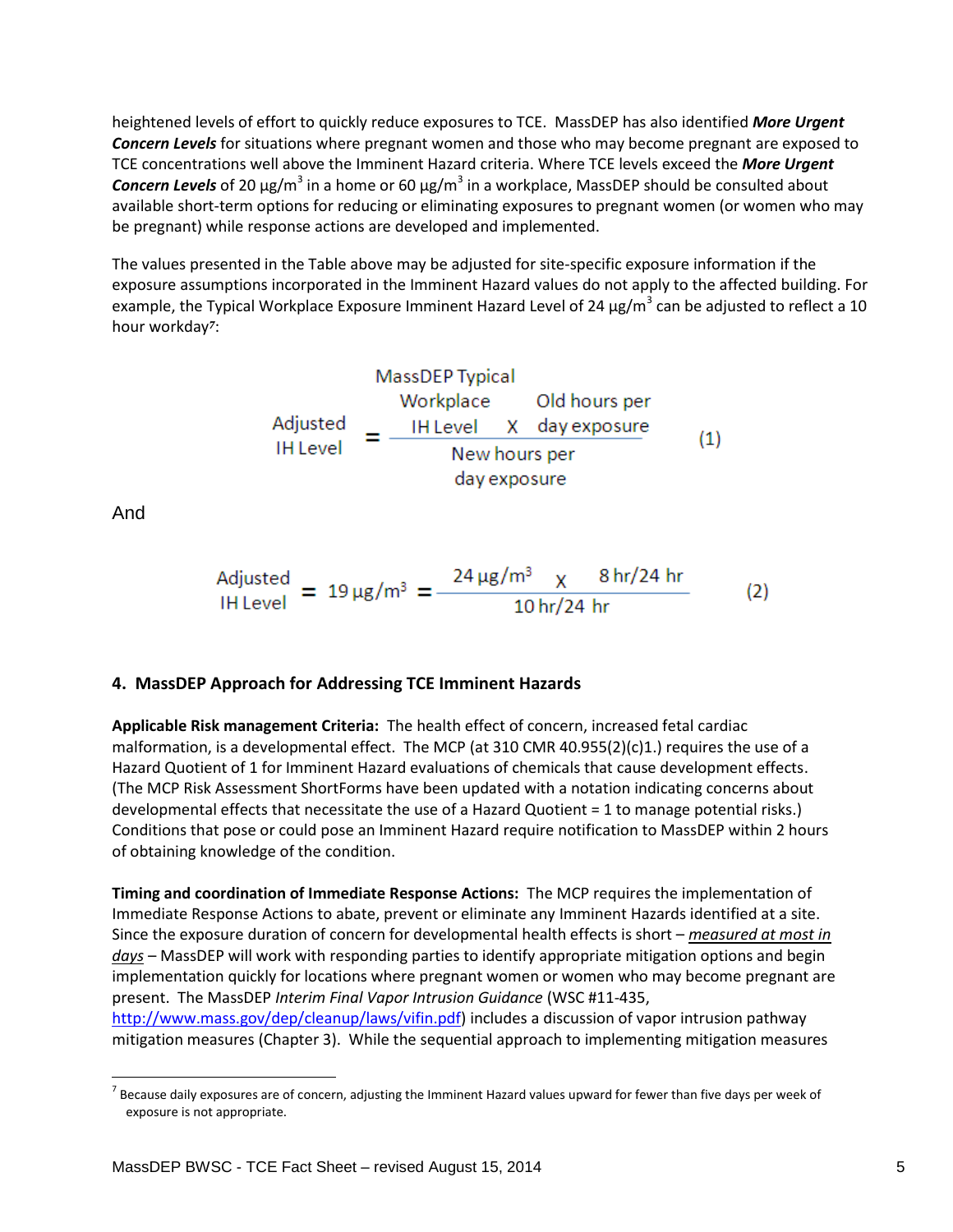heightened levels of effort to quickly reduce exposures to TCE. MassDEP has also identified ***More Urgent Concern Levels*** for situations where pregnant women and those who may become pregnant are exposed to TCE concentrations well above the Imminent Hazard criteria. Where TCE levels exceed the ***More Urgent Concern Levels*** of 20 μg/m$^3$ in a home or 60 μg/m$^3$ in a workplace, MassDEP should be consulted about available short-term options for reducing or eliminating exposures to pregnant women (or women who may be pregnant) while response actions are developed and implemented.

The values presented in the Table above may be adjusted for site-specific exposure information if the exposure assumptions incorporated in the Imminent Hazard values do not apply to the affected building. For example, the Typical Workplace Exposure Imminent Hazard Level of 24 μg/m$^3$ can be adjusted to reflect a 10 hour workday[7]:

$$\text{Adjusted IH Level} = \frac{\text{MassDEP Typical Workplace IH Level} \times \text{Old hours per day exposure}}{\text{New hours per day exposure}} \qquad (1)$$

And

$$\text{Adjusted IH Level} = 19\ \mu g/m^3 = \frac{24\ \mu g/m^3 \times 8\ hr/24\ hr}{10\ hr/24\ hr} \qquad (2)$$

## 4. MassDEP Approach for Addressing TCE Imminent Hazards

**Applicable Risk management Criteria:** The health effect of concern, increased fetal cardiac malformation, is a developmental effect. The MCP (at 310 CMR 40.955(2)(c)1.) requires the use of a Hazard Quotient of 1 for Imminent Hazard evaluations of chemicals that cause development effects. (The MCP Risk Assessment ShortForms have been updated with a notation indicating concerns about developmental effects that necessitate the use of a Hazard Quotient = 1 to manage potential risks.) Conditions that pose or could pose an Imminent Hazard require notification to MassDEP within 2 hours of obtaining knowledge of the condition.

**Timing and coordination of Immediate Response Actions:** The MCP requires the implementation of Immediate Response Actions to abate, prevent or eliminate any Imminent Hazards identified at a site. Since the exposure duration of concern for developmental health effects is short – *measured at most in days* – MassDEP will work with responding parties to identify appropriate mitigation options and begin implementation quickly for locations where pregnant women or women who may become pregnant are present. The MassDEP *Interim Final Vapor Intrusion Guidance* (WSC #11-435, http://www.mass.gov/dep/cleanup/laws/vifin.pdf) includes a discussion of vapor intrusion pathway mitigation measures (Chapter 3). While the sequential approach to implementing mitigation measures

[7] Because daily exposures are of concern, adjusting the Imminent Hazard values upward for fewer than five days per week of exposure is not appropriate.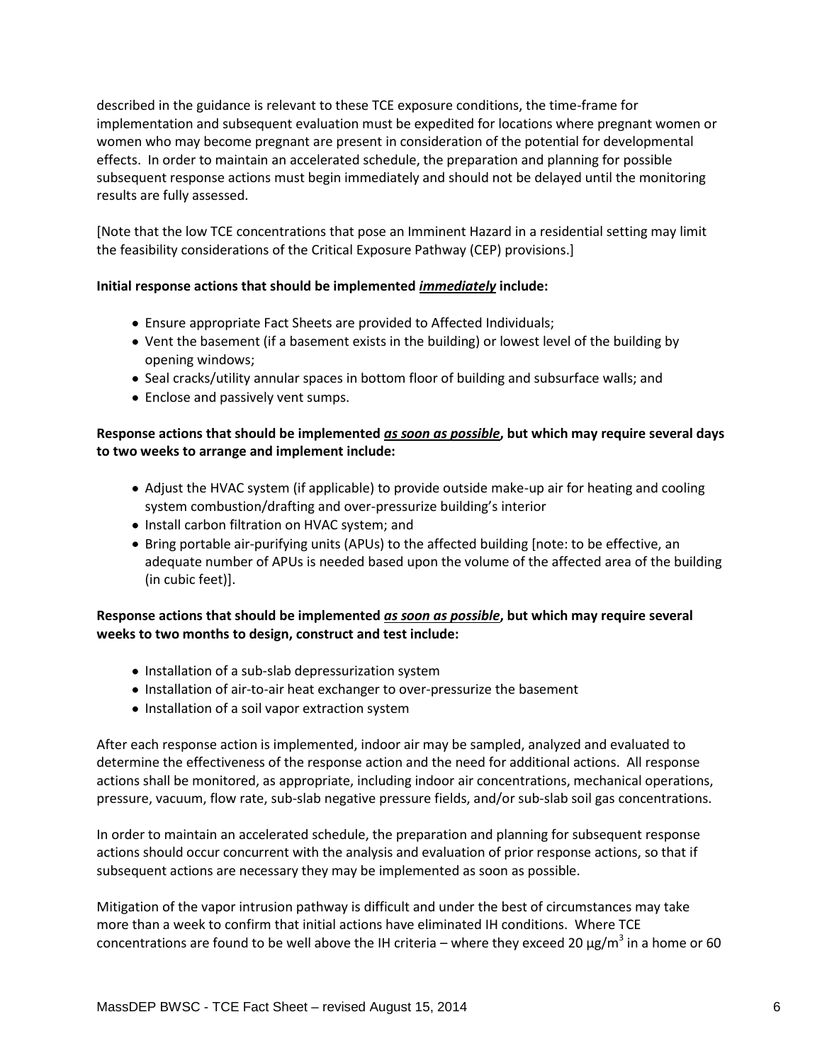described in the guidance is relevant to these TCE exposure conditions, the time-frame for implementation and subsequent evaluation must be expedited for locations where pregnant women or women who may become pregnant are present in consideration of the potential for developmental effects. In order to maintain an accelerated schedule, the preparation and planning for possible subsequent response actions must begin immediately and should not be delayed until the monitoring results are fully assessed.

[Note that the low TCE concentrations that pose an Imminent Hazard in a residential setting may limit the feasibility considerations of the Critical Exposure Pathway (CEP) provisions.]

**Initial response actions that should be implemented *immediately* include:**

- Ensure appropriate Fact Sheets are provided to Affected Individuals;
- Vent the basement (if a basement exists in the building) or lowest level of the building by opening windows;
- Seal cracks/utility annular spaces in bottom floor of building and subsurface walls; and
- Enclose and passively vent sumps.

**Response actions that should be implemented *as soon as possible*, but which may require several days to two weeks to arrange and implement include:**

- Adjust the HVAC system (if applicable) to provide outside make-up air for heating and cooling system combustion/drafting and over-pressurize building's interior
- Install carbon filtration on HVAC system; and
- Bring portable air-purifying units (APUs) to the affected building [note: to be effective, an adequate number of APUs is needed based upon the volume of the affected area of the building (in cubic feet)].

**Response actions that should be implemented *as soon as possible*, but which may require several weeks to two months to design, construct and test include:**

- Installation of a sub-slab depressurization system
- Installation of air-to-air heat exchanger to over-pressurize the basement
- Installation of a soil vapor extraction system

After each response action is implemented, indoor air may be sampled, analyzed and evaluated to determine the effectiveness of the response action and the need for additional actions. All response actions shall be monitored, as appropriate, including indoor air concentrations, mechanical operations, pressure, vacuum, flow rate, sub-slab negative pressure fields, and/or sub-slab soil gas concentrations.

In order to maintain an accelerated schedule, the preparation and planning for subsequent response actions should occur concurrent with the analysis and evaluation of prior response actions, so that if subsequent actions are necessary they may be implemented as soon as possible.

Mitigation of the vapor intrusion pathway is difficult and under the best of circumstances may take more than a week to confirm that initial actions have eliminated IH conditions. Where TCE concentrations are found to be well above the IH criteria – where they exceed 20 $\mu g/m^3$ in a home or 60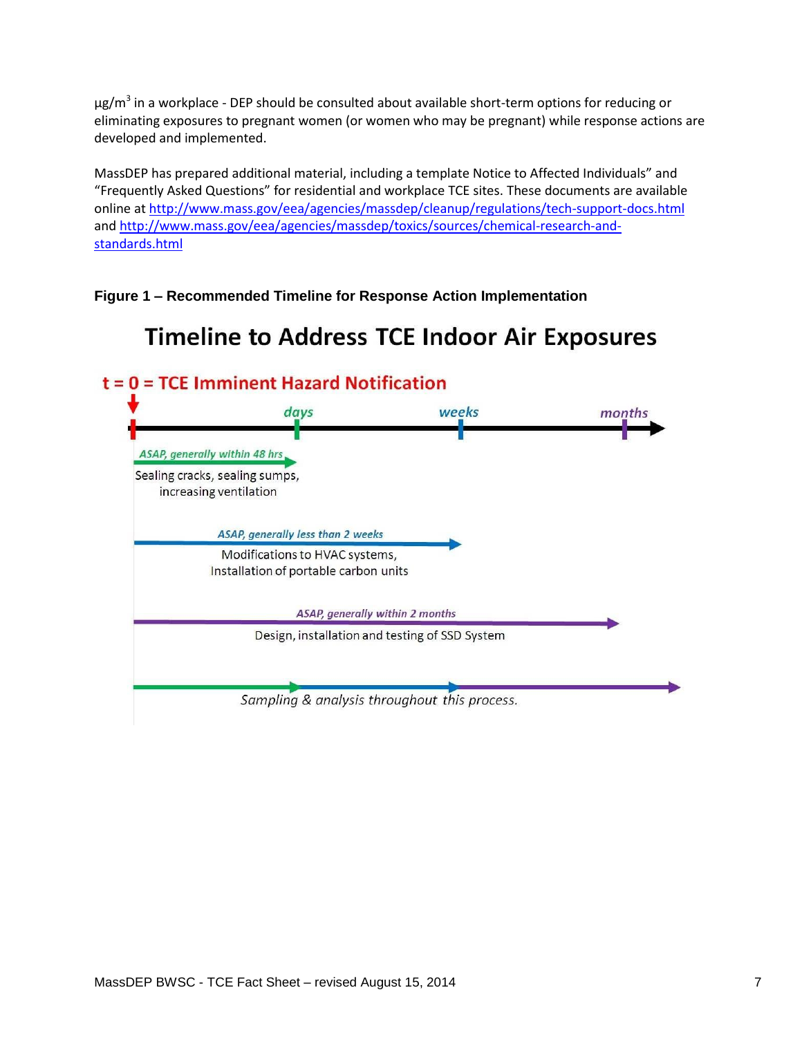μg/m$^3$ in a workplace - DEP should be consulted about available short-term options for reducing or eliminating exposures to pregnant women (or women who may be pregnant) while response actions are developed and implemented.

MassDEP has prepared additional material, including a template Notice to Affected Individuals" and "Frequently Asked Questions" for residential and workplace TCE sites. These documents are available online at http://www.mass.gov/eea/agencies/massdep/cleanup/regulations/tech-support-docs.html and http://www.mass.gov/eea/agencies/massdep/toxics/sources/chemical-research-and-standards.html

**Figure 1 – Recommended Timeline for Response Action Implementation**

Timeline to Address TCE Indoor Air Exposures

t = 0 = TCE Imminent Hazard Notification

days

weeks

months

*ASAP, generally within 48 hrs*

Sealing cracks, sealing sumps, increasing ventilation

*ASAP, generally less than 2 weeks*

Modifications to HVAC systems, Installation of portable carbon units

*ASAP, generally within 2 months*

Design, installation and testing of SSD System

*Sampling & analysis throughout this process.*